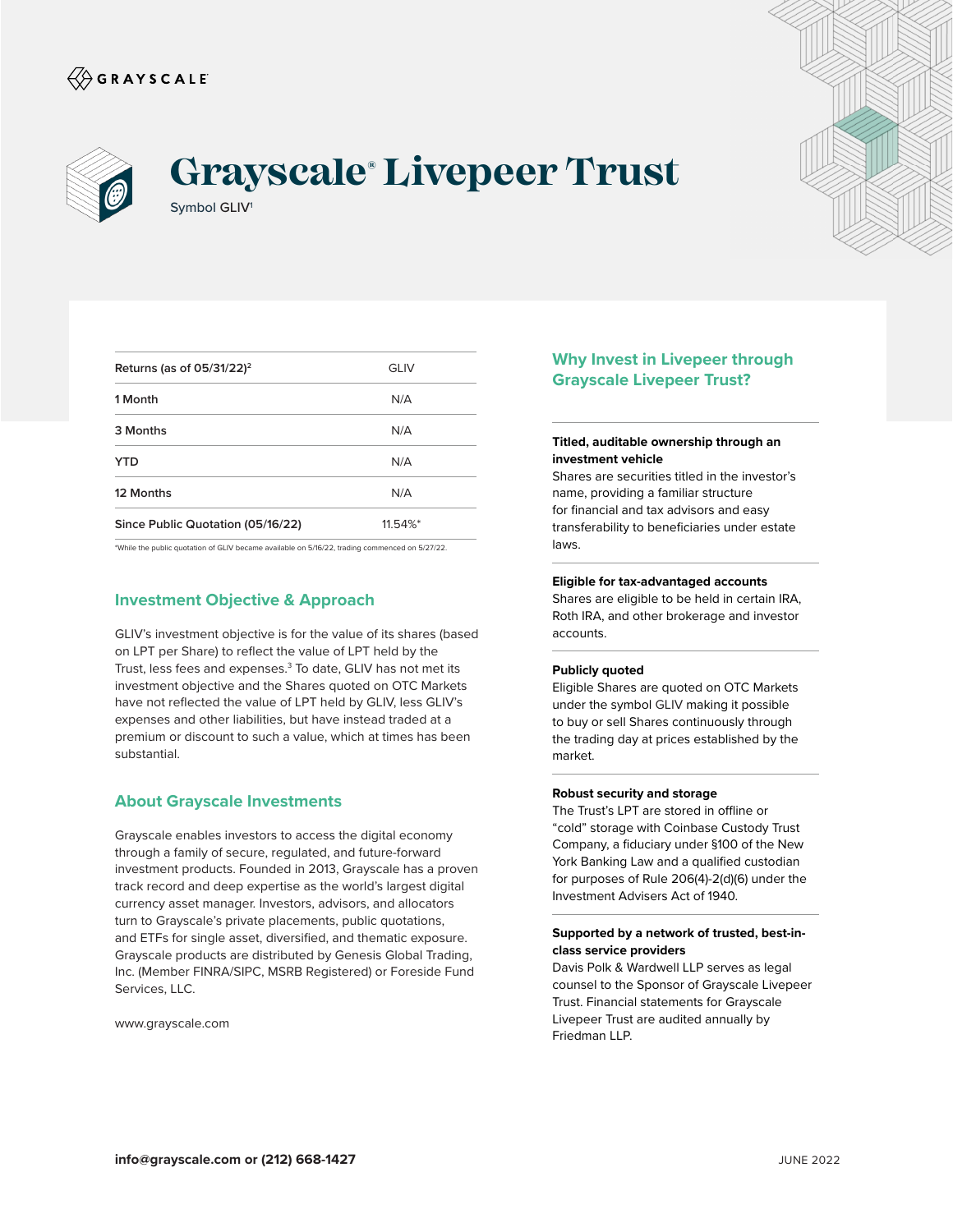GRAYSCALE

# Grayscale® Livepeer Trust

Symbol GLIV[1]

| Returns (as of 05/31/22)[2] | GLIV |
|---|---|
| 1 Month | N/A |
| 3 Months | N/A |
| YTD | N/A |
| 12 Months | N/A |
| Since Public Quotation (05/16/22) | 11.54%* |

*While the public quotation of GLIV became available on 5/16/22, trading commenced on 5/27/22.

## Investment Objective & Approach

GLIV's investment objective is for the value of its shares (based on LPT per Share) to reflect the value of LPT held by the Trust, less fees and expenses.[3] To date, GLIV has not met its investment objective and the Shares quoted on OTC Markets have not reflected the value of LPT held by GLIV, less GLIV's expenses and other liabilities, but have instead traded at a premium or discount to such a value, which at times has been substantial.

## About Grayscale Investments

Grayscale enables investors to access the digital economy through a family of secure, regulated, and future-forward investment products. Founded in 2013, Grayscale has a proven track record and deep expertise as the world's largest digital currency asset manager. Investors, advisors, and allocators turn to Grayscale's private placements, public quotations, and ETFs for single asset, diversified, and thematic exposure. Grayscale products are distributed by Genesis Global Trading, Inc. (Member FINRA/SIPC, MSRB Registered) or Foreside Fund Services, LLC.

www.grayscale.com

## Why Invest in Livepeer through Grayscale Livepeer Trust?

**Titled, auditable ownership through an investment vehicle**
Shares are securities titled in the investor's name, providing a familiar structure for financial and tax advisors and easy transferability to beneficiaries under estate laws.

**Eligible for tax-advantaged accounts**
Shares are eligible to be held in certain IRA, Roth IRA, and other brokerage and investor accounts.

**Publicly quoted**
Eligible Shares are quoted on OTC Markets under the symbol GLIV making it possible to buy or sell Shares continuously through the trading day at prices established by the market.

**Robust security and storage**
The Trust's LPT are stored in offline or "cold" storage with Coinbase Custody Trust Company, a fiduciary under §100 of the New York Banking Law and a qualified custodian for purposes of Rule 206(4)-2(d)(6) under the Investment Advisers Act of 1940.

**Supported by a network of trusted, best-in-class service providers**
Davis Polk & Wardwell LLP serves as legal counsel to the Sponsor of Grayscale Livepeer Trust. Financial statements for Grayscale Livepeer Trust are audited annually by Friedman LLP.

**info@grayscale.com or (212) 668-1427**

JUNE 2022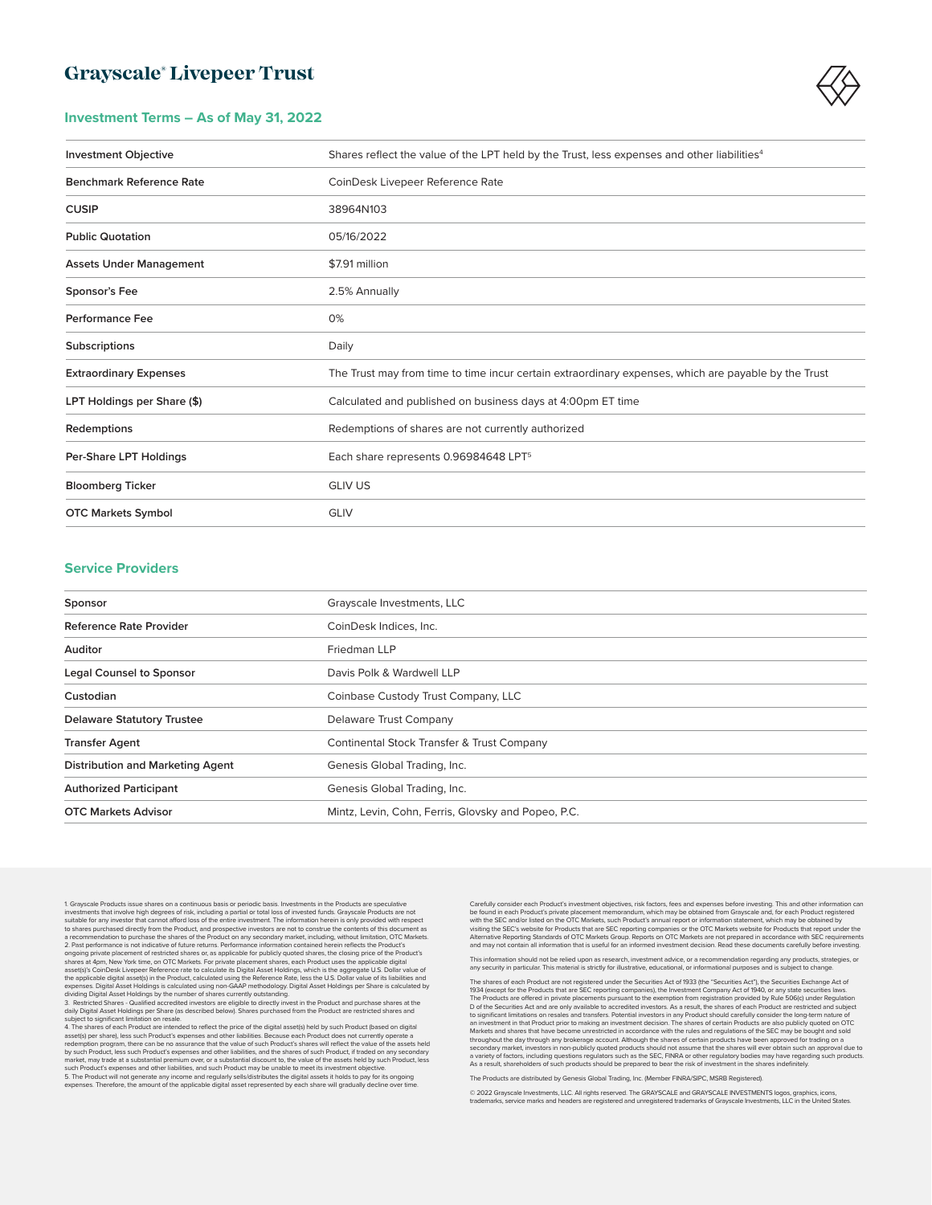# Grayscale® Livepeer Trust

## Investment Terms – As of May 31, 2022

| | |
|---|---|
| **Investment Objective** | Shares reflect the value of the LPT held by the Trust, less expenses and other liabilities[4] |
| **Benchmark Reference Rate** | CoinDesk Livepeer Reference Rate |
| **CUSIP** | 38964N103 |
| **Public Quotation** | 05/16/2022 |
| **Assets Under Management** | $7.91 million |
| **Sponsor's Fee** | 2.5% Annually |
| **Performance Fee** | 0% |
| **Subscriptions** | Daily |
| **Extraordinary Expenses** | The Trust may from time to time incur certain extraordinary expenses, which are payable by the Trust |
| **LPT Holdings per Share ($)** | Calculated and published on business days at 4:00pm ET time |
| **Redemptions** | Redemptions of shares are not currently authorized |
| **Per-Share LPT Holdings** | Each share represents 0.96984648 LPT[5] |
| **Bloomberg Ticker** | GLIV US |
| **OTC Markets Symbol** | GLIV |

## Service Providers

| | |
|---|---|
| **Sponsor** | Grayscale Investments, LLC |
| **Reference Rate Provider** | CoinDesk Indices, Inc. |
| **Auditor** | Friedman LLP |
| **Legal Counsel to Sponsor** | Davis Polk & Wardwell LLP |
| **Custodian** | Coinbase Custody Trust Company, LLC |
| **Delaware Statutory Trustee** | Delaware Trust Company |
| **Transfer Agent** | Continental Stock Transfer & Trust Company |
| **Distribution and Marketing Agent** | Genesis Global Trading, Inc. |
| **Authorized Participant** | Genesis Global Trading, Inc. |
| **OTC Markets Advisor** | Mintz, Levin, Cohn, Ferris, Glovsky and Popeo, P.C. |

1. Grayscale Products issue shares on a continuous basis or periodic basis. Investments in the Products are speculative investments that involve high degrees of risk, including a partial or total loss of invested funds. Grayscale Products are not suitable for any investor that cannot afford loss of the entire investment. The information herein is only provided with respect to shares purchased directly from the Product, and prospective investors are not to construe the contents of this document as a recommendation to purchase the shares of the Product on any secondary market, including, without limitation, OTC Markets.
2. Past performance is not indicative of future returns. Performance information contained herein reflects the Product's ongoing private placement of restricted shares or, as applicable for publicly quoted shares, the closing price of the Product's shares at 4pm, New York time, on OTC Markets. For private placement shares, each Product uses the applicable digital asset(s)'s CoinDesk Livepeer Reference rate to calculate its Digital Asset Holdings, which is the aggregate U.S. Dollar value of the applicable digital asset(s) in the Product, calculated using the Reference Rate, less the U.S. Dollar value of its liabilities and expenses. Digital Asset Holdings is calculated using non-GAAP methodology. Digital Asset Holdings per Share is calculated by dividing Digital Asset Holdings by the number of shares currently outstanding.
3. Restricted Shares - Qualified accredited investors are eligible to directly invest in the Product and purchase shares at the daily Digital Asset Holdings per Share (as described below). Shares purchased from the Product are restricted shares and subject to significant limitation on resale.
4. The shares of each Product are intended to reflect the price of the digital asset(s) held by such Product (based on digital asset(s) per share), less such Product's expenses and other liabilities. Because each Product does not currently operate a redemption program, there can be no assurance that the value of such Product's shares will reflect the value of the assets held by such Product, less such Product's expenses and other liabilities, and the shares of such Product, if traded on any secondary market, may trade at a substantial premium over, or a substantial discount to, the value of the assets held by such Product, less such Product's expenses and other liabilities, and such Product may be unable to meet its investment objective.
5. The Product will not generate any income and regularly sells/distributes the digital assets it holds to pay for its ongoing expenses. Therefore, the amount of the applicable digital asset represented by each share will gradually decline over time.

Carefully consider each Product's investment objectives, risk factors, fees and expenses before investing. This and other information can be found in each Product's private placement memorandum, which may be obtained from Grayscale and, for each Product registered with the SEC and/or listed on the OTC Markets, such Product's annual report or information statement, which may be obtained by visiting the SEC's website for Products that are SEC reporting companies or the OTC Markets website for Products that report under the Alternative Reporting Standards of OTC Markets Group. Reports on OTC Markets are not prepared in accordance with SEC requirements and may not contain all information that is useful for an informed investment decision. Read these documents carefully before investing.

This information should not be relied upon as research, investment advice, or a recommendation regarding any products, strategies, or any security in particular. This material is strictly for illustrative, educational, or informational purposes and is subject to change.

The shares of each Product are not registered under the Securities Act of 1933 (the "Securities Act"), the Securities Exchange Act of 1934 (except for the Products that are SEC reporting companies), the Investment Company Act of 1940, or any state securities laws. The Products are offered in private placements pursuant to the exemption from registration provided by Rule 506(c) under Regulation D of the Securities Act and are only available to accredited investors. As a result, the shares of each Product are restricted and subject to significant limitations on resales and transfers. Potential investors in any Product should carefully consider the long-term nature of an investment in that Product prior to making an investment decision. The shares of certain Products are also publicly quoted on OTC Markets and shares that have become unrestricted in accordance with the rules and regulations of the SEC may be bought and sold throughout the day through any brokerage account. Although the shares of certain products have been approved for trading on a secondary market, investors in non-publicly quoted products should not assume that the shares will ever obtain such an approval due to a variety of factors, including questions regulators such as the SEC, FINRA or other regulatory bodies may have regarding such products. As a result, shareholders of such products should be prepared to bear the risk of investment in the shares indefinitely.

The Products are distributed by Genesis Global Trading, Inc. (Member FINRA/SIPC, MSRB Registered).

© 2022 Grayscale Investments, LLC. All rights reserved. The GRAYSCALE and GRAYSCALE INVESTMENTS logos, graphics, icons, trademarks, service marks and headers are registered and unregistered trademarks of Grayscale Investments, LLC in the United States.